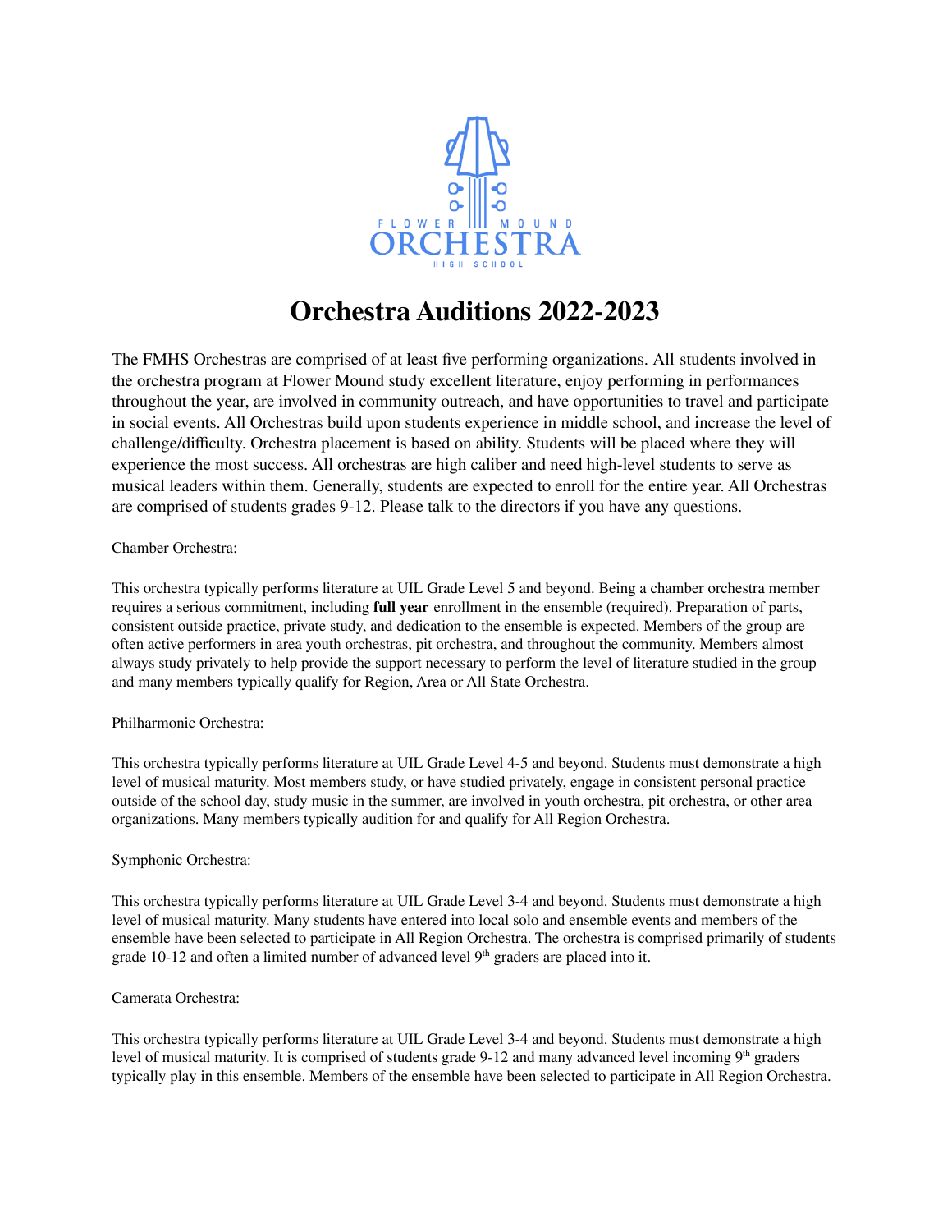# Orchestra Auditions 2022-2023

The FMHS Orchestras are comprised of at least five performing organizations. All students involved in the orchestra program at Flower Mound study excellent literature, enjoy performing in performances throughout the year, are involved in community outreach, and have opportunities to travel and participate in social events. All Orchestras build upon students experience in middle school, and increase the level of challenge/difficulty. Orchestra placement is based on ability. Students will be placed where they will experience the most success. All orchestras are high caliber and need high-level students to serve as musical leaders within them. Generally, students are expected to enroll for the entire year. All Orchestras are comprised of students grades 9-12. Please talk to the directors if you have any questions.

Chamber Orchestra:

This orchestra typically performs literature at UIL Grade Level 5 and beyond. Being a chamber orchestra member requires a serious commitment, including **full year** enrollment in the ensemble (required). Preparation of parts, consistent outside practice, private study, and dedication to the ensemble is expected. Members of the group are often active performers in area youth orchestras, pit orchestra, and throughout the community. Members almost always study privately to help provide the support necessary to perform the level of literature studied in the group and many members typically qualify for Region, Area or All State Orchestra.

Philharmonic Orchestra:

This orchestra typically performs literature at UIL Grade Level 4-5 and beyond. Students must demonstrate a high level of musical maturity. Most members study, or have studied privately, engage in consistent personal practice outside of the school day, study music in the summer, are involved in youth orchestra, pit orchestra, or other area organizations. Many members typically audition for and qualify for All Region Orchestra.

Symphonic Orchestra:

This orchestra typically performs literature at UIL Grade Level 3-4 and beyond. Students must demonstrate a high level of musical maturity. Many students have entered into local solo and ensemble events and members of the ensemble have been selected to participate in All Region Orchestra. The orchestra is comprised primarily of students grade 10-12 and often a limited number of advanced level 9th graders are placed into it.

Camerata Orchestra:

This orchestra typically performs literature at UIL Grade Level 3-4 and beyond. Students must demonstrate a high level of musical maturity. It is comprised of students grade 9-12 and many advanced level incoming 9th graders typically play in this ensemble. Members of the ensemble have been selected to participate in All Region Orchestra.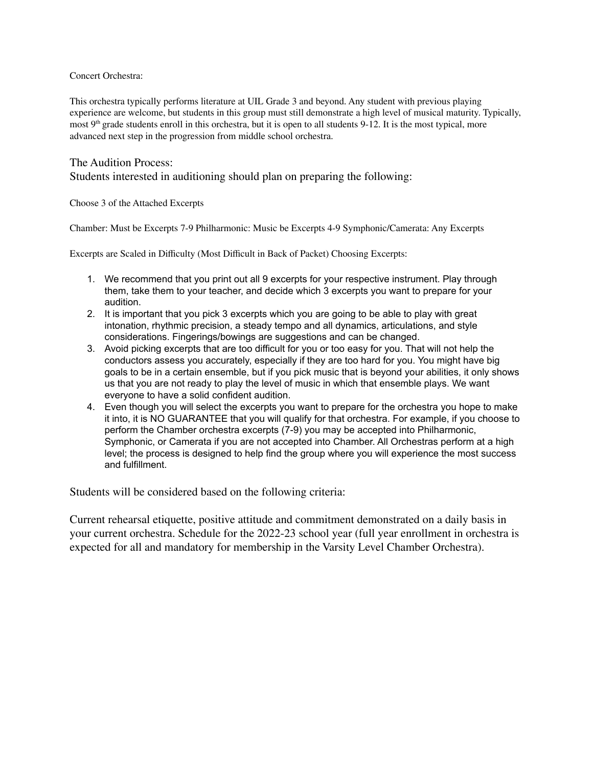Concert Orchestra:

This orchestra typically performs literature at UIL Grade 3 and beyond. Any student with previous playing experience are welcome, but students in this group must still demonstrate a high level of musical maturity. Typically, most 9th grade students enroll in this orchestra, but it is open to all students 9-12. It is the most typical, more advanced next step in the progression from middle school orchestra.

## The Audition Process:

Students interested in auditioning should plan on preparing the following:

Choose 3 of the Attached Excerpts

Chamber: Must be Excerpts 7-9 Philharmonic: Music be Excerpts 4-9 Symphonic/Camerata: Any Excerpts

Excerpts are Scaled in Difficulty (Most Difficult in Back of Packet) Choosing Excerpts:

1. We recommend that you print out all 9 excerpts for your respective instrument. Play through them, take them to your teacher, and decide which 3 excerpts you want to prepare for your audition.
2. It is important that you pick 3 excerpts which you are going to be able to play with great intonation, rhythmic precision, a steady tempo and all dynamics, articulations, and style considerations. Fingerings/bowings are suggestions and can be changed.
3. Avoid picking excerpts that are too difficult for you or too easy for you. That will not help the conductors assess you accurately, especially if they are too hard for you. You might have big goals to be in a certain ensemble, but if you pick music that is beyond your abilities, it only shows us that you are not ready to play the level of music in which that ensemble plays. We want everyone to have a solid confident audition.
4. Even though you will select the excerpts you want to prepare for the orchestra you hope to make it into, it is NO GUARANTEE that you will qualify for that orchestra. For example, if you choose to perform the Chamber orchestra excerpts (7-9) you may be accepted into Philharmonic, Symphonic, or Camerata if you are not accepted into Chamber. All Orchestras perform at a high level; the process is designed to help find the group where you will experience the most success and fulfillment.

Students will be considered based on the following criteria:

Current rehearsal etiquette, positive attitude and commitment demonstrated on a daily basis in your current orchestra. Schedule for the 2022-23 school year (full year enrollment in orchestra is expected for all and mandatory for membership in the Varsity Level Chamber Orchestra).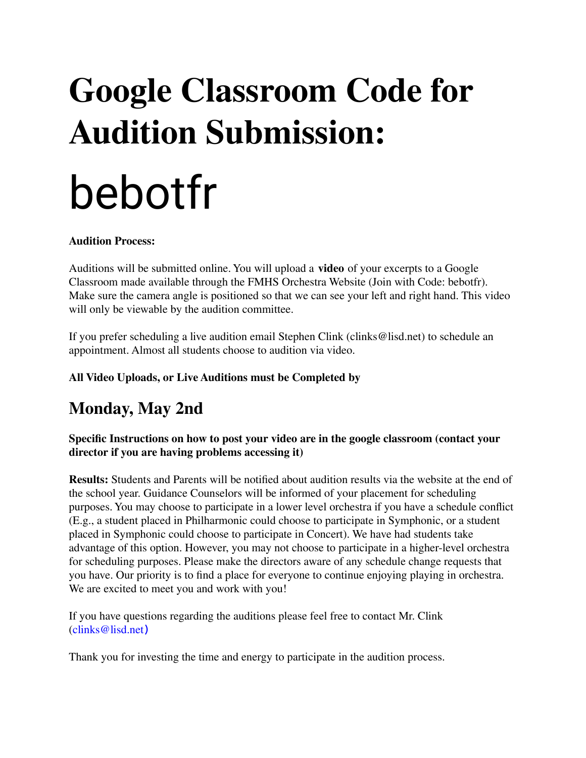# Google Classroom Code for Audition Submission:

# bebotfr

**Audition Process:**

Auditions will be submitted online. You will upload a **video** of your excerpts to a Google Classroom made available through the FMHS Orchestra Website (Join with Code: bebotfr). Make sure the camera angle is positioned so that we can see your left and right hand. This video will only be viewable by the audition committee.

If you prefer scheduling a live audition email Stephen Clink (clinks@lisd.net) to schedule an appointment. Almost all students choose to audition via video.

**All Video Uploads, or Live Auditions must be Completed by**

## Monday, May 2nd

**Specific Instructions on how to post your video are in the google classroom (contact your director if you are having problems accessing it)**

**Results:** Students and Parents will be notified about audition results via the website at the end of the school year. Guidance Counselors will be informed of your placement for scheduling purposes. You may choose to participate in a lower level orchestra if you have a schedule conflict (E.g., a student placed in Philharmonic could choose to participate in Symphonic, or a student placed in Symphonic could choose to participate in Concert). We have had students take advantage of this option. However, you may not choose to participate in a higher-level orchestra for scheduling purposes. Please make the directors aware of any schedule change requests that you have. Our priority is to find a place for everyone to continue enjoying playing in orchestra. We are excited to meet you and work with you!

If you have questions regarding the auditions please feel free to contact Mr. Clink (clinks@lisd.net)

Thank you for investing the time and energy to participate in the audition process.